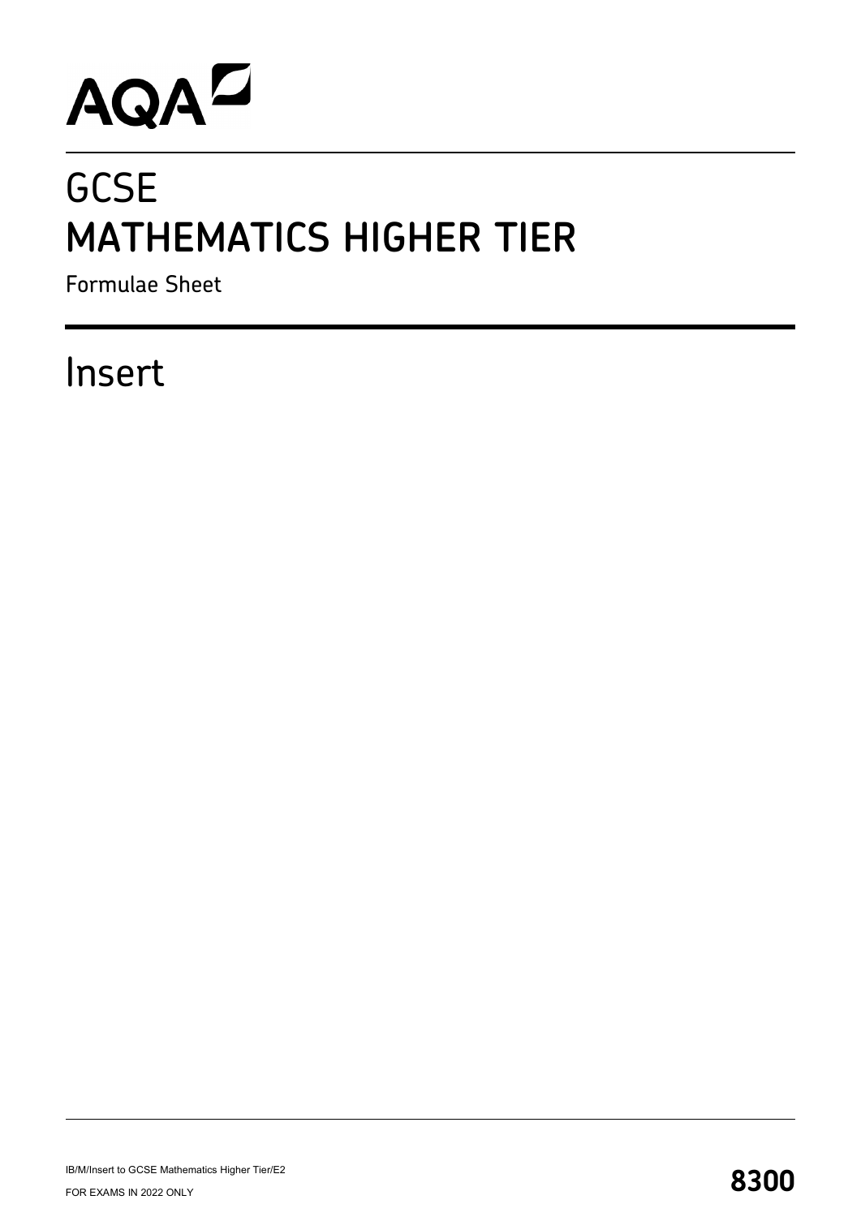AQA

# GCSE
# MATHEMATICS HIGHER TIER

Formulae Sheet

## Insert

IB/M/Insert to GCSE Mathematics Higher Tier/E2

FOR EXAMS IN 2022 ONLY

**8300**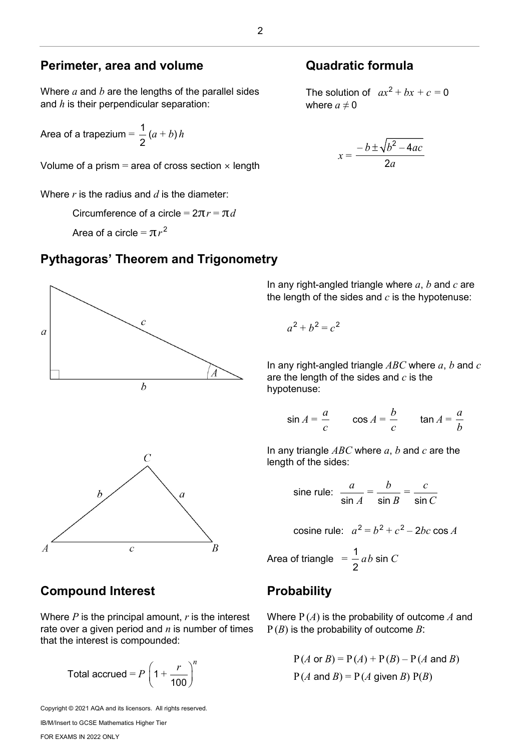## Perimeter, area and volume

Where $a$ and $b$ are the lengths of the parallel sides and $h$ is their perpendicular separation:

Area of a trapezium $= \frac{1}{2}(a + b)h$

Volume of a prism = area of cross section × length

Where $r$ is the radius and $d$ is the diameter:

Circumference of a circle $= 2\pi r = \pi d$

Area of a circle $= \pi r^2$

## Quadratic formula

The solution of $ax^2 + bx + c = 0$ where $a \neq 0$

$$x = \frac{-b \pm \sqrt{b^2 - 4ac}}{2a}$$

## Pythagoras' Theorem and Trigonometry

a

c

A

b

In any right-angled triangle where $a$, $b$ and $c$ are the length of the sides and $c$ is the hypotenuse:

$$a^2 + b^2 = c^2$$

In any right-angled triangle $ABC$ where $a$, $b$ and $c$ are the length of the sides and $c$ is the hypotenuse:

$$\sin A = \frac{a}{c} \qquad \cos A = \frac{b}{c} \qquad \tan A = \frac{a}{b}$$

C

b

a

A

c

B

In any triangle $ABC$ where $a$, $b$ and $c$ are the length of the sides:

sine rule: $\dfrac{a}{\sin A} = \dfrac{b}{\sin B} = \dfrac{c}{\sin C}$

cosine rule: $a^2 = b^2 + c^2 - 2bc \cos A$

Area of triangle $= \frac{1}{2}ab \sin C$

## Compound Interest

Where $P$ is the principal amount, $r$ is the interest rate over a given period and $n$ is number of times that the interest is compounded:

$$\text{Total accrued} = P\left(1 + \frac{r}{100}\right)^n$$

## Probability

Where $P(A)$ is the probability of outcome $A$ and $P(B)$ is the probability of outcome $B$:

$$P(A \text{ or } B) = P(A) + P(B) - P(A \text{ and } B)$$

$$P(A \text{ and } B) = P(A \text{ given } B)\ P(B)$$

Copyright © 2021 AQA and its licensors. All rights reserved.

IB/M/Insert to GCSE Mathematics Higher Tier

FOR EXAMS IN 2022 ONLY